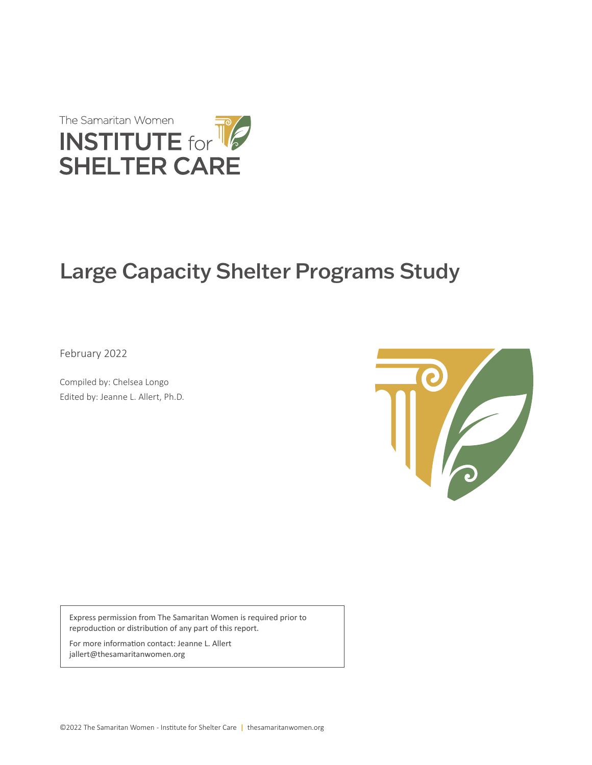The Samaritan Women

INSTITUTE for SHELTER CARE

# Large Capacity Shelter Programs Study

February 2022

Compiled by: Chelsea Longo

Edited by: Jeanne L. Allert, Ph.D.

Express permission from The Samaritan Women is required prior to reproduction or distribution of any part of this report.

For more information contact: Jeanne L. Allert
jallert@thesamaritanwomen.org

©2022 The Samaritan Women - Institute for Shelter Care | thesamaritanwomen.org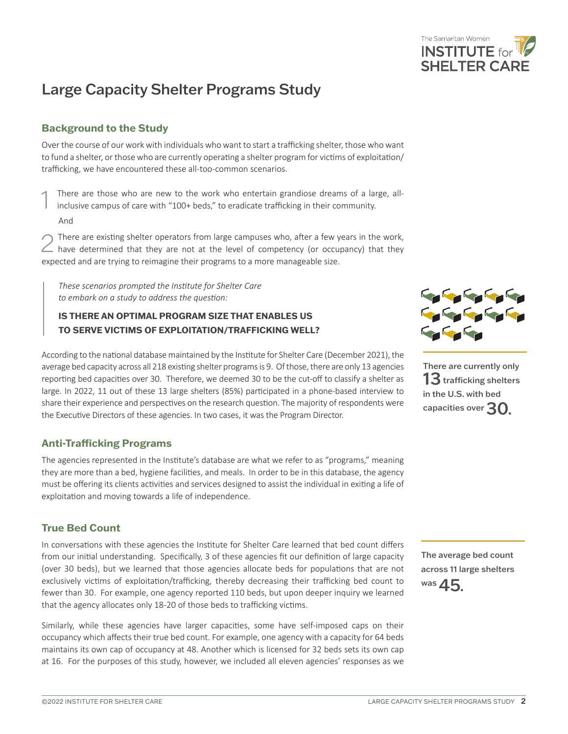# Large Capacity Shelter Programs Study

## Background to the Study

Over the course of our work with individuals who want to start a trafficking shelter, those who want to fund a shelter, or those who are currently operating a shelter program for victims of exploitation/trafficking, we have encountered these all-too-common scenarios.

1 There are those who are new to the work who entertain grandiose dreams of a large, all-inclusive campus of care with "100+ beds," to eradicate trafficking in their community.

And

2 There are existing shelter operators from large campuses who, after a few years in the work, have determined that they are not at the level of competency (or occupancy) that they expected and are trying to reimagine their programs to a more manageable size.

> *These scenarios prompted the Institute for Shelter Care to embark on a study to address the question:*
>
> **IS THERE AN OPTIMAL PROGRAM SIZE THAT ENABLES US TO SERVE VICTIMS OF EXPLOITATION/TRAFFICKING WELL?**

According to the national database maintained by the Institute for Shelter Care (December 2021), the average bed capacity across all 218 existing shelter programs is 9. Of those, there are only 13 agencies reporting bed capacities over 30. Therefore, we deemed 30 to be the cut-off to classify a shelter as large. In 2022, 11 out of these 13 large shelters (85%) participated in a phone-based interview to share their experience and perspectives on the research question. The majority of respondents were the Executive Directors of these agencies. In two cases, it was the Program Director.

There are currently only **13** trafficking shelters in the U.S. with bed capacities over **30.**

## Anti-Trafficking Programs

The agencies represented in the Institute's database are what we refer to as "programs," meaning they are more than a bed, hygiene facilities, and meals. In order to be in this database, the agency must be offering its clients activities and services designed to assist the individual in exiting a life of exploitation and moving towards a life of independence.

## True Bed Count

In conversations with these agencies the Institute for Shelter Care learned that bed count differs from our initial understanding. Specifically, 3 of these agencies fit our definition of large capacity (over 30 beds), but we learned that those agencies allocate beds for populations that are not exclusively victims of exploitation/trafficking, thereby decreasing their trafficking bed count to fewer than 30. For example, one agency reported 110 beds, but upon deeper inquiry we learned that the agency allocates only 18-20 of those beds to trafficking victims.

The average bed count across 11 large shelters was **45.**

Similarly, while these agencies have larger capacities, some have self-imposed caps on their occupancy which affects their true bed count. For example, one agency with a capacity for 64 beds maintains its own cap of occupancy at 48. Another which is licensed for 32 beds sets its own cap at 16. For the purposes of this study, however, we included all eleven agencies' responses as we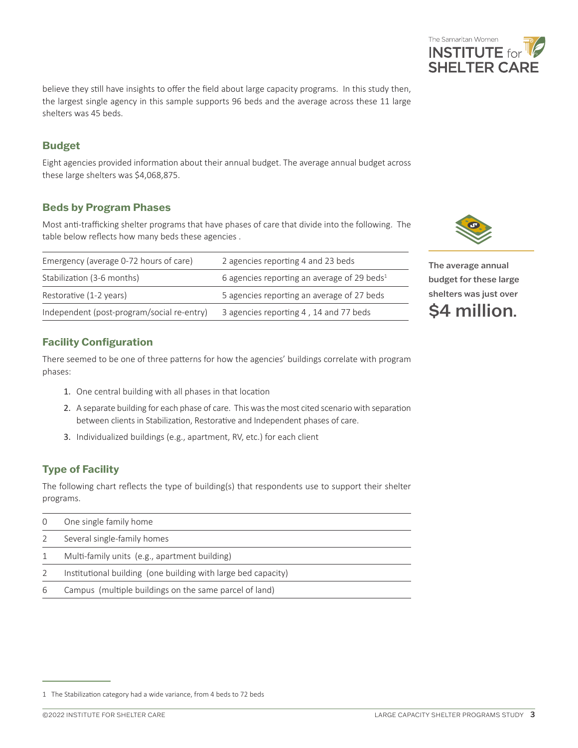believe they still have insights to offer the field about large capacity programs. In this study then, the largest single agency in this sample supports 96 beds and the average across these 11 large shelters was 45 beds.

### Budget

Eight agencies provided information about their annual budget. The average annual budget across these large shelters was $4,068,875.

**The average annual budget for these large shelters was just over $4 million.**

### Beds by Program Phases

Most anti-trafficking shelter programs that have phases of care that divide into the following. The table below reflects how many beds these agencies .

| | |
|---|---|
| Emergency (average 0-72 hours of care) | 2 agencies reporting 4 and 23 beds |
| Stabilization (3-6 months) | 6 agencies reporting an average of 29 beds[1] |
| Restorative (1-2 years) | 5 agencies reporting an average of 27 beds |
| Independent (post-program/social re-entry) | 3 agencies reporting 4 , 14 and 77 beds |

### Facility Configuration

There seemed to be one of three patterns for how the agencies' buildings correlate with program phases:

1. One central building with all phases in that location
2. A separate building for each phase of care. This was the most cited scenario with separation between clients in Stabilization, Restorative and Independent phases of care.
3. Individualized buildings (e.g., apartment, RV, etc.) for each client

### Type of Facility

The following chart reflects the type of building(s) that respondents use to support their shelter programs.

| | |
|---|---|
| 0 | One single family home |
| 2 | Several single-family homes |
| 1 | Multi-family units (e.g., apartment building) |
| 2 | Institutional building (one building with large bed capacity) |
| 6 | Campus (multiple buildings on the same parcel of land) |

1 The Stabilization category had a wide variance, from 4 beds to 72 beds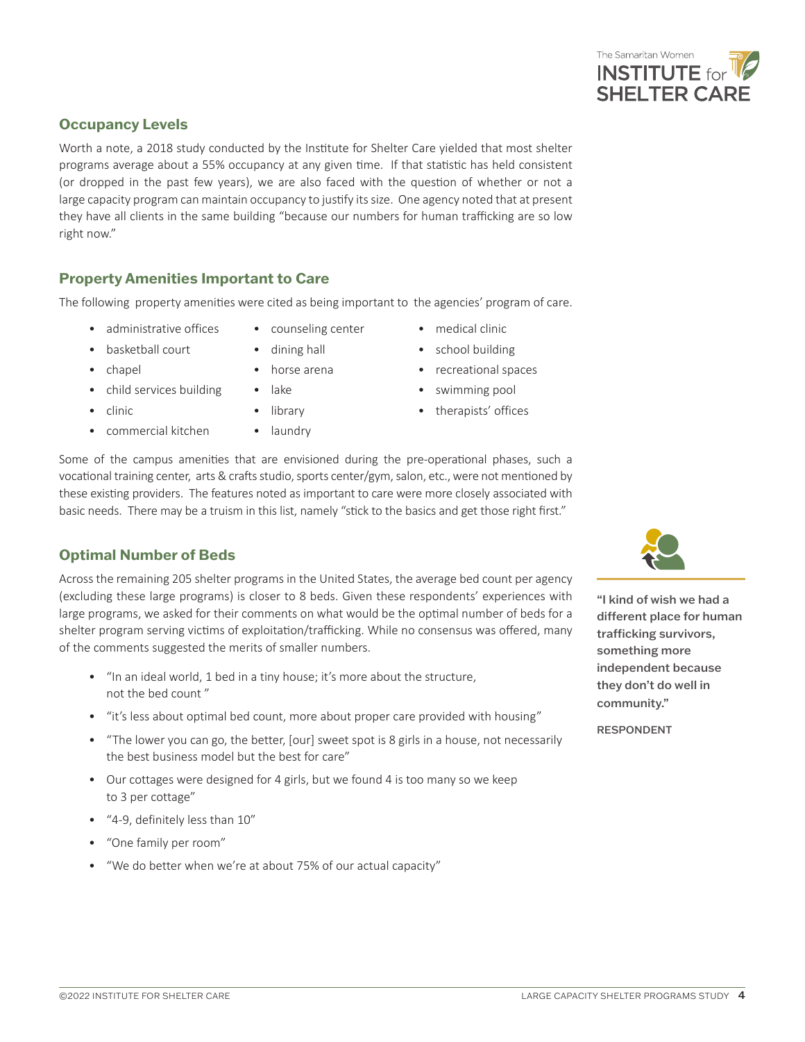## Occupancy Levels

Worth a note, a 2018 study conducted by the Institute for Shelter Care yielded that most shelter programs average about a 55% occupancy at any given time. If that statistic has held consistent (or dropped in the past few years), we are also faced with the question of whether or not a large capacity program can maintain occupancy to justify its size. One agency noted that at present they have all clients in the same building "because our numbers for human trafficking are so low right now."

## Property Amenities Important to Care

The following property amenities were cited as being important to the agencies' program of care.

- administrative offices
- basketball court
- chapel
- child services building
- clinic
- commercial kitchen
- counseling center
- dining hall
- horse arena
- lake
- library
- laundry
- medical clinic
- school building
- recreational spaces
- swimming pool
- therapists' offices

Some of the campus amenities that are envisioned during the pre-operational phases, such a vocational training center, arts & crafts studio, sports center/gym, salon, etc., were not mentioned by these existing providers. The features noted as important to care were more closely associated with basic needs. There may be a truism in this list, namely "stick to the basics and get those right first."

## Optimal Number of Beds

Across the remaining 205 shelter programs in the United States, the average bed count per agency (excluding these large programs) is closer to 8 beds. Given these respondents' experiences with large programs, we asked for their comments on what would be the optimal number of beds for a shelter program serving victims of exploitation/trafficking. While no consensus was offered, many of the comments suggested the merits of smaller numbers.

- "In an ideal world, 1 bed in a tiny house; it's more about the structure, not the bed count "
- "it's less about optimal bed count, more about proper care provided with housing"
- "The lower you can go, the better, [our] sweet spot is 8 girls in a house, not necessarily the best business model but the best for care"
- Our cottages were designed for 4 girls, but we found 4 is too many so we keep to 3 per cottage"
- "4-9, definitely less than 10"
- "One family per room"
- "We do better when we're at about 75% of our actual capacity"

**"I kind of wish we had a different place for human trafficking survivors, something more independent because they don't do well in community."**

**RESPONDENT**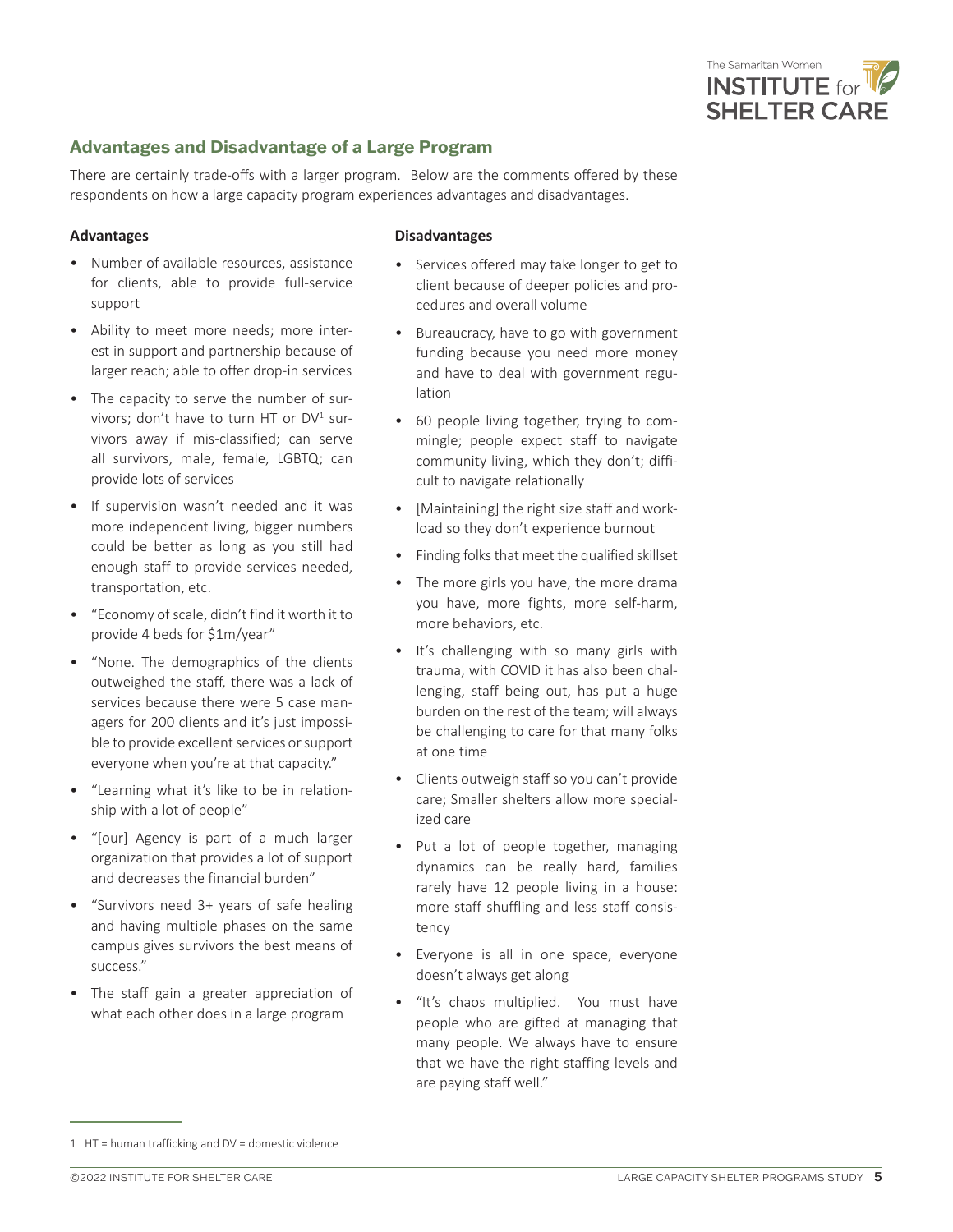## Advantages and Disadvantage of a Large Program

There are certainly trade-offs with a larger program. Below are the comments offered by these respondents on how a large capacity program experiences advantages and disadvantages.

**Advantages**

- Number of available resources, assistance for clients, able to provide full-service support
- Ability to meet more needs; more interest in support and partnership because of larger reach; able to offer drop-in services
- The capacity to serve the number of survivors; don't have to turn HT or DV[1] survivors away if mis-classified; can serve all survivors, male, female, LGBTQ; can provide lots of services
- If supervision wasn't needed and it was more independent living, bigger numbers could be better as long as you still had enough staff to provide services needed, transportation, etc.
- "Economy of scale, didn't find it worth it to provide 4 beds for $1m/year"
- "None. The demographics of the clients outweighed the staff, there was a lack of services because there were 5 case managers for 200 clients and it's just impossible to provide excellent services or support everyone when you're at that capacity."
- "Learning what it's like to be in relationship with a lot of people"
- "[our] Agency is part of a much larger organization that provides a lot of support and decreases the financial burden"
- "Survivors need 3+ years of safe healing and having multiple phases on the same campus gives survivors the best means of success."
- The staff gain a greater appreciation of what each other does in a large program

**Disadvantages**

- Services offered may take longer to get to client because of deeper policies and procedures and overall volume
- Bureaucracy, have to go with government funding because you need more money and have to deal with government regulation
- 60 people living together, trying to commingle; people expect staff to navigate community living, which they don't; difficult to navigate relationally
- [Maintaining] the right size staff and workload so they don't experience burnout
- Finding folks that meet the qualified skillset
- The more girls you have, the more drama you have, more fights, more self-harm, more behaviors, etc.
- It's challenging with so many girls with trauma, with COVID it has also been challenging, staff being out, has put a huge burden on the rest of the team; will always be challenging to care for that many folks at one time
- Clients outweigh staff so you can't provide care; Smaller shelters allow more specialized care
- Put a lot of people together, managing dynamics can be really hard, families rarely have 12 people living in a house: more staff shuffling and less staff consistency
- Everyone is all in one space, everyone doesn't always get along
- "It's chaos multiplied. You must have people who are gifted at managing that many people. We always have to ensure that we have the right staffing levels and are paying staff well."

---

1 HT = human trafficking and DV = domestic violence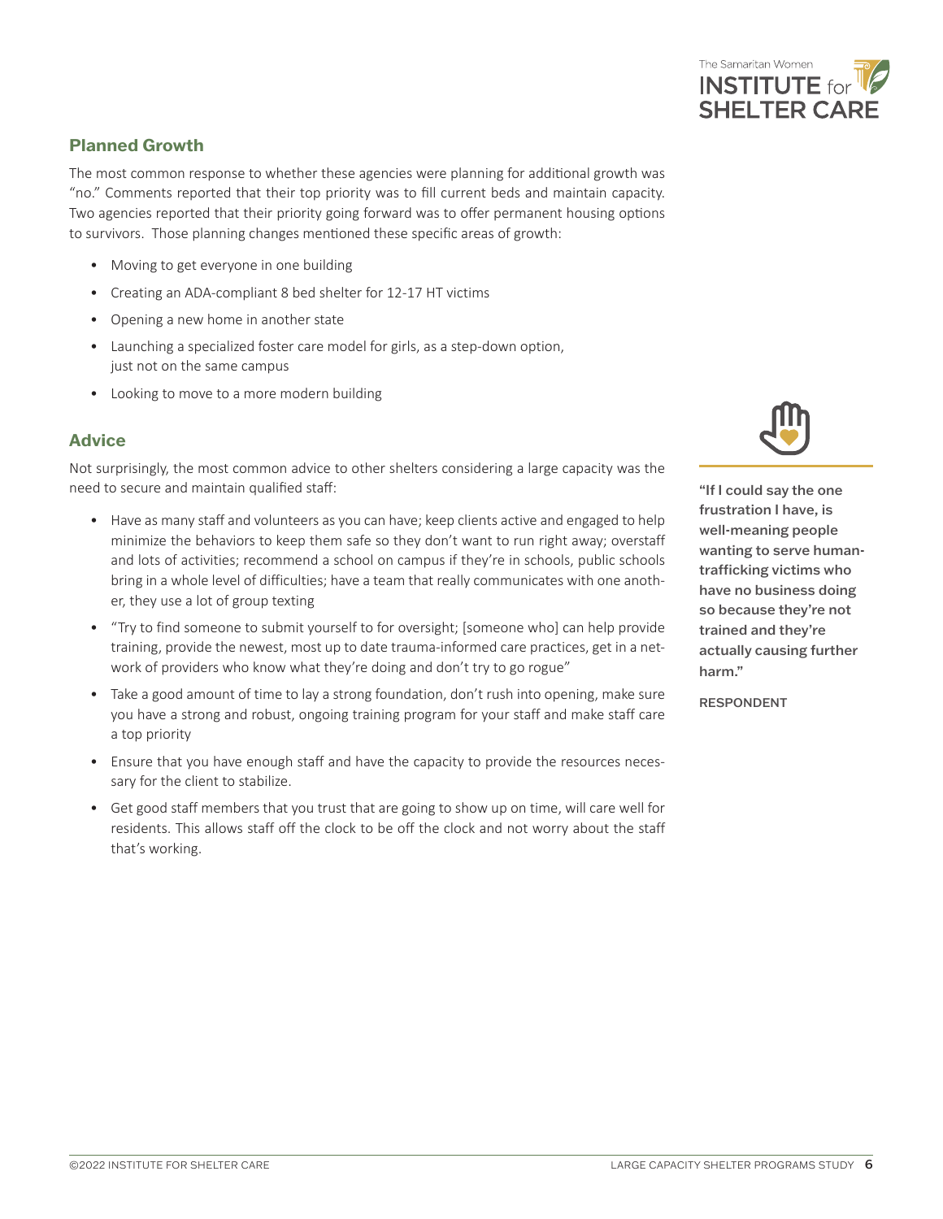## Planned Growth

The most common response to whether these agencies were planning for additional growth was "no." Comments reported that their top priority was to fill current beds and maintain capacity. Two agencies reported that their priority going forward was to offer permanent housing options to survivors. Those planning changes mentioned these specific areas of growth:

- Moving to get everyone in one building
- Creating an ADA-compliant 8 bed shelter for 12-17 HT victims
- Opening a new home in another state
- Launching a specialized foster care model for girls, as a step-down option, just not on the same campus
- Looking to move to a more modern building

## Advice

Not surprisingly, the most common advice to other shelters considering a large capacity was the need to secure and maintain qualified staff:

- Have as many staff and volunteers as you can have; keep clients active and engaged to help minimize the behaviors to keep them safe so they don't want to run right away; overstaff and lots of activities; recommend a school on campus if they're in schools, public schools bring in a whole level of difficulties; have a team that really communicates with one another, they use a lot of group texting
- "Try to find someone to submit yourself to for oversight; [someone who] can help provide training, provide the newest, most up to date trauma-informed care practices, get in a network of providers who know what they're doing and don't try to go rogue"
- Take a good amount of time to lay a strong foundation, don't rush into opening, make sure you have a strong and robust, ongoing training program for your staff and make staff care a top priority
- Ensure that you have enough staff and have the capacity to provide the resources necessary for the client to stabilize.
- Get good staff members that you trust that are going to show up on time, will care well for residents. This allows staff off the clock to be off the clock and not worry about the staff that's working.

**"If I could say the one frustration I have, is well-meaning people wanting to serve human-trafficking victims who have no business doing so because they're not trained and they're actually causing further harm."**

RESPONDENT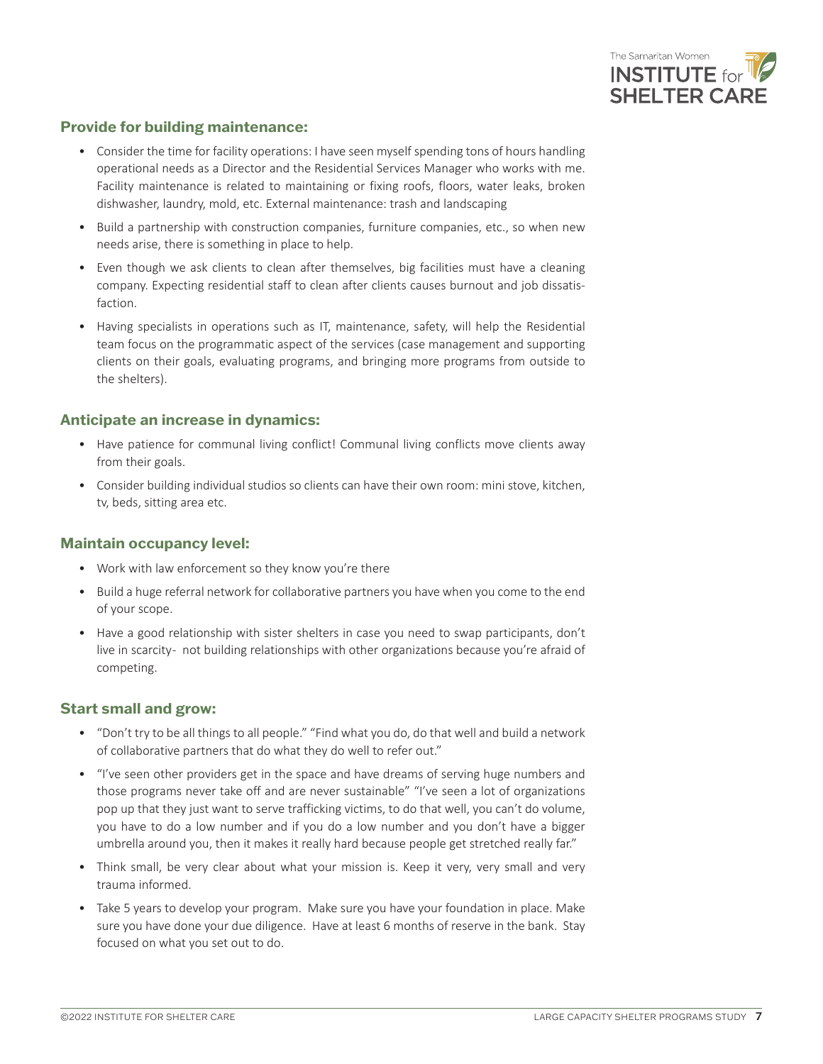### Provide for building maintenance:

- Consider the time for facility operations: I have seen myself spending tons of hours handling operational needs as a Director and the Residential Services Manager who works with me. Facility maintenance is related to maintaining or fixing roofs, floors, water leaks, broken dishwasher, laundry, mold, etc. External maintenance: trash and landscaping
- Build a partnership with construction companies, furniture companies, etc., so when new needs arise, there is something in place to help.
- Even though we ask clients to clean after themselves, big facilities must have a cleaning company. Expecting residential staff to clean after clients causes burnout and job dissatisfaction.
- Having specialists in operations such as IT, maintenance, safety, will help the Residential team focus on the programmatic aspect of the services (case management and supporting clients on their goals, evaluating programs, and bringing more programs from outside to the shelters).

### Anticipate an increase in dynamics:

- Have patience for communal living conflict! Communal living conflicts move clients away from their goals.
- Consider building individual studios so clients can have their own room: mini stove, kitchen, tv, beds, sitting area etc.

### Maintain occupancy level:

- Work with law enforcement so they know you're there
- Build a huge referral network for collaborative partners you have when you come to the end of your scope.
- Have a good relationship with sister shelters in case you need to swap participants, don't live in scarcity- not building relationships with other organizations because you're afraid of competing.

### Start small and grow:

- "Don't try to be all things to all people." "Find what you do, do that well and build a network of collaborative partners that do what they do well to refer out."
- "I've seen other providers get in the space and have dreams of serving huge numbers and those programs never take off and are never sustainable" "I've seen a lot of organizations pop up that they just want to serve trafficking victims, to do that well, you can't do volume, you have to do a low number and if you do a low number and you don't have a bigger umbrella around you, then it makes it really hard because people get stretched really far."
- Think small, be very clear about what your mission is. Keep it very, very small and very trauma informed.
- Take 5 years to develop your program. Make sure you have your foundation in place. Make sure you have done your due diligence. Have at least 6 months of reserve in the bank. Stay focused on what you set out to do.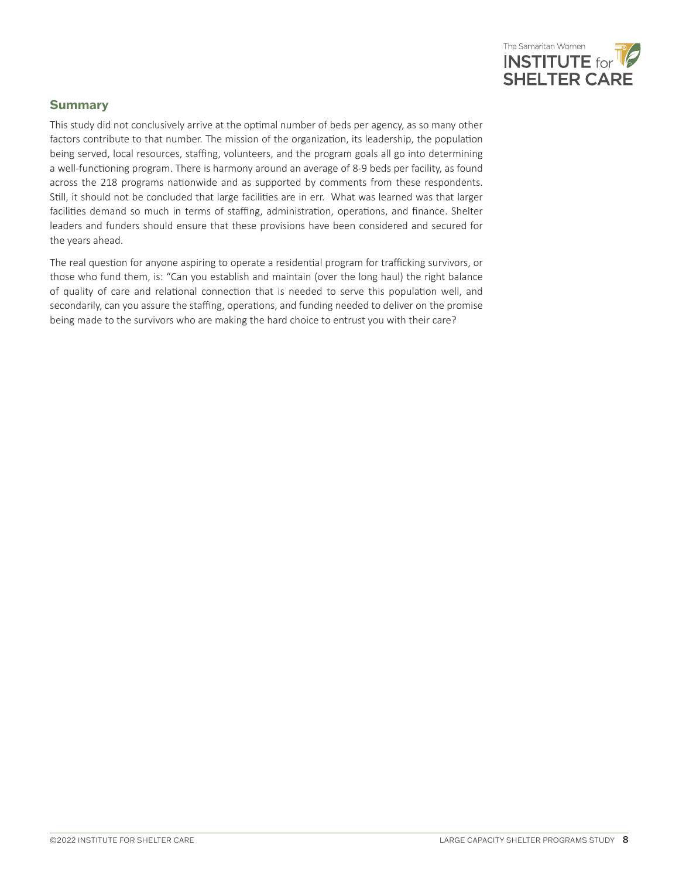## Summary

This study did not conclusively arrive at the optimal number of beds per agency, as so many other factors contribute to that number. The mission of the organization, its leadership, the population being served, local resources, staffing, volunteers, and the program goals all go into determining a well-functioning program. There is harmony around an average of 8-9 beds per facility, as found across the 218 programs nationwide and as supported by comments from these respondents. Still, it should not be concluded that large facilities are in err. What was learned was that larger facilities demand so much in terms of staffing, administration, operations, and finance. Shelter leaders and funders should ensure that these provisions have been considered and secured for the years ahead.

The real question for anyone aspiring to operate a residential program for trafficking survivors, or those who fund them, is: "Can you establish and maintain (over the long haul) the right balance of quality of care and relational connection that is needed to serve this population well, and secondarily, can you assure the staffing, operations, and funding needed to deliver on the promise being made to the survivors who are making the hard choice to entrust you with their care?